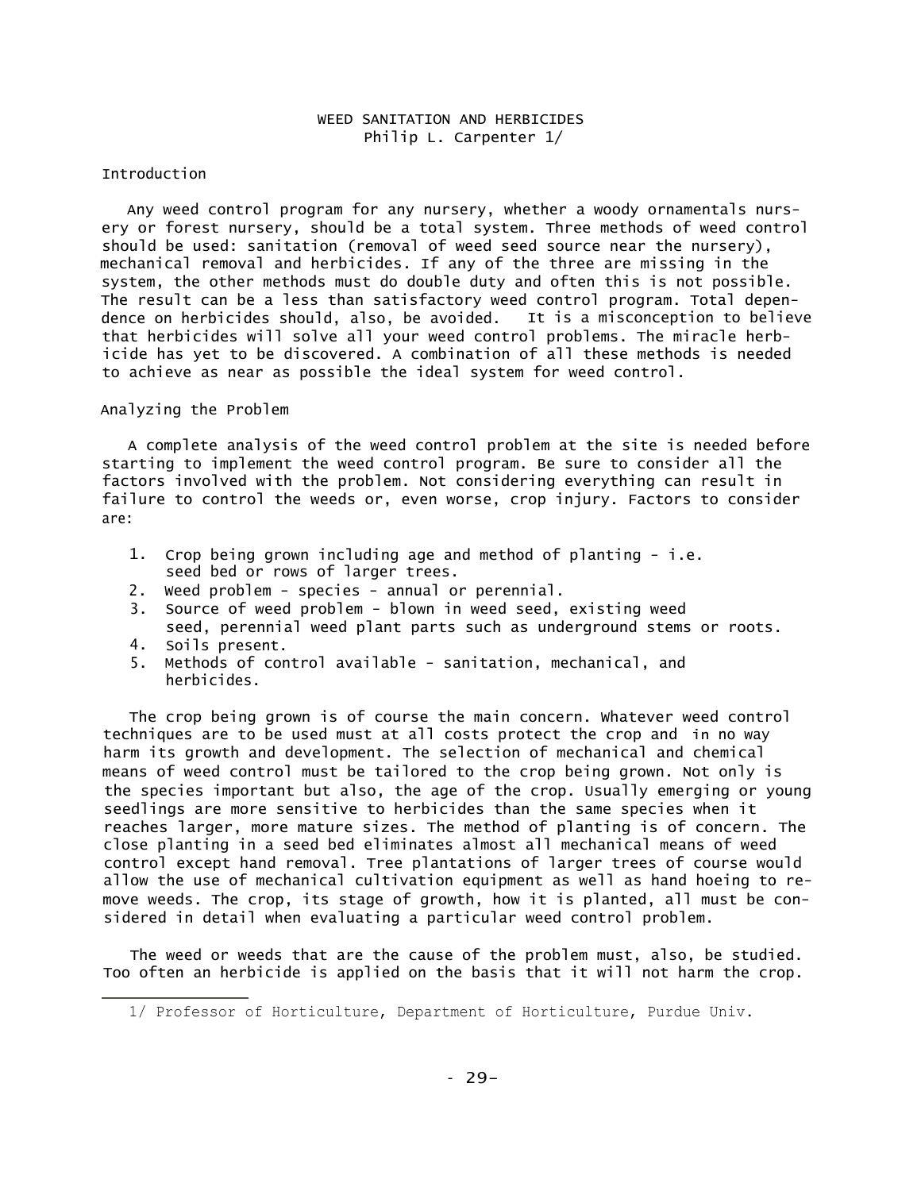# WEED SANITATION AND HERBICIDES

Philip L. Carpenter [1]

## Introduction

Any weed control program for any nursery, whether a woody ornamentals nursery or forest nursery, should be a total system. Three methods of weed control should be used: sanitation (removal of weed seed source near the nursery), mechanical removal and herbicides. If any of the three are missing in the system, the other methods must do double duty and often this is not possible. The result can be a less than satisfactory weed control program. Total dependence on herbicides should, also, be avoided. It is a misconception to believe that herbicides will solve all your weed control problems. The miracle herbicide has yet to be discovered. A combination of all these methods is needed to achieve as near as possible the ideal system for weed control.

## Analyzing the Problem

A complete analysis of the weed control problem at the site is needed before starting to implement the weed control program. Be sure to consider all the factors involved with the problem. Not considering everything can result in failure to control the weeds or, even worse, crop injury. Factors to consider are:

1. Crop being grown including age and method of planting - i.e. seed bed or rows of larger trees.
2. Weed problem - species - annual or perennial.
3. Source of weed problem - blown in weed seed, existing weed seed, perennial weed plant parts such as underground stems or roots.
4. Soils present.
5. Methods of control available - sanitation, mechanical, and herbicides.

The crop being grown is of course the main concern. Whatever weed control techniques are to be used must at all costs protect the crop and in no way harm its growth and development. The selection of mechanical and chemical means of weed control must be tailored to the crop being grown. Not only is the species important but also, the age of the crop. Usually emerging or young seedlings are more sensitive to herbicides than the same species when it reaches larger, more mature sizes. The method of planting is of concern. The close planting in a seed bed eliminates almost all mechanical means of weed control except hand removal. Tree plantations of larger trees of course would allow the use of mechanical cultivation equipment as well as hand hoeing to remove weeds. The crop, its stage of growth, how it is planted, all must be considered in detail when evaluating a particular weed control problem.

The weed or weeds that are the cause of the problem must, also, be studied. Too often an herbicide is applied on the basis that it will not harm the crop.

---

[1] Professor of Horticulture, Department of Horticulture, Purdue Univ.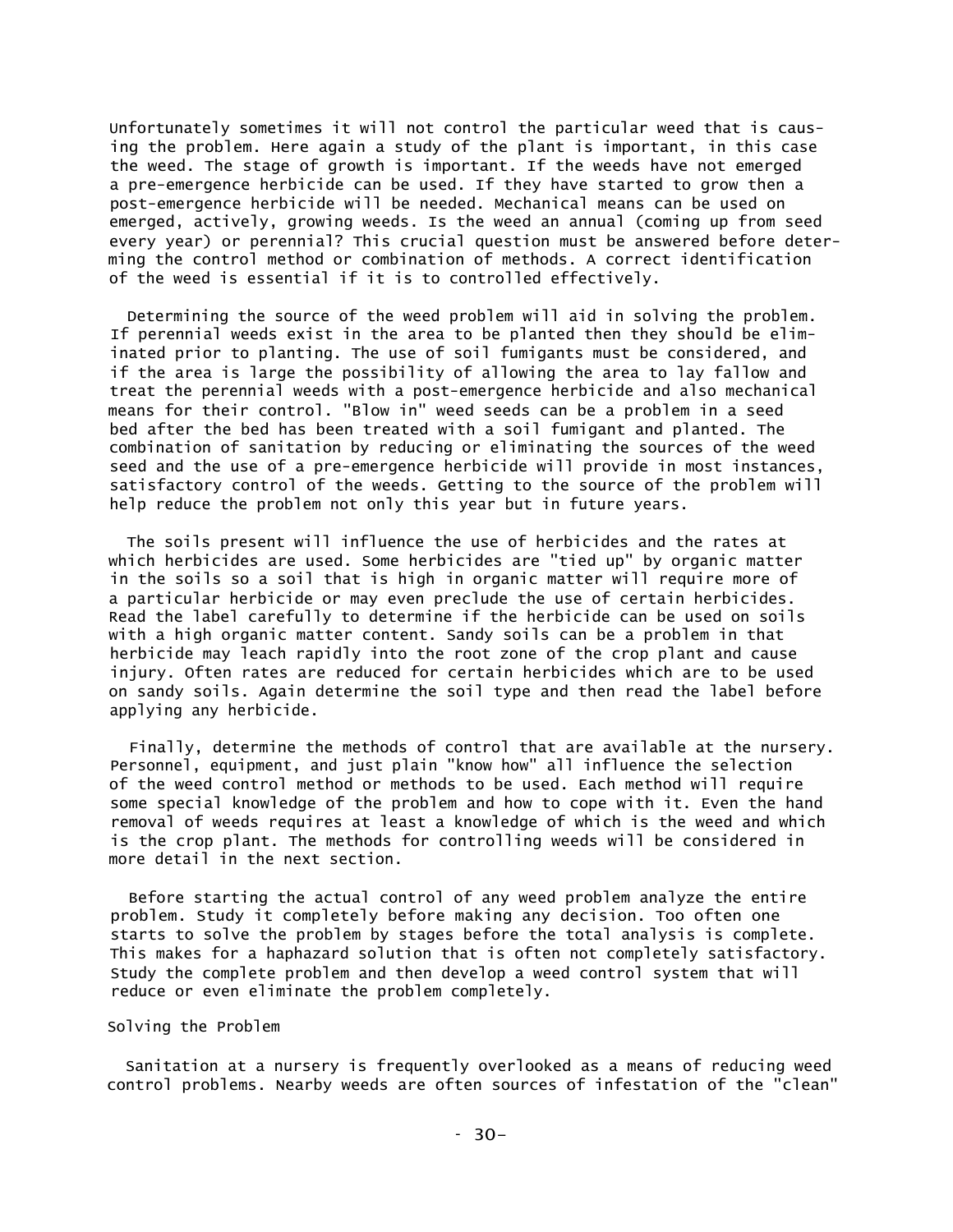Unfortunately sometimes it will not control the particular weed that is causing the problem. Here again a study of the plant is important, in this case the weed. The stage of growth is important. If the weeds have not emerged a pre-emergence herbicide can be used. If they have started to grow then a post-emergence herbicide will be needed. Mechanical means can be used on emerged, actively, growing weeds. Is the weed an annual (coming up from seed every year) or perennial? This crucial question must be answered before determing the control method or combination of methods. A correct identification of the weed is essential if it is to controlled effectively.

Determining the source of the weed problem will aid in solving the problem. If perennial weeds exist in the area to be planted then they should be eliminated prior to planting. The use of soil fumigants must be considered, and if the area is large the possibility of allowing the area to lay fallow and treat the perennial weeds with a post-emergence herbicide and also mechanical means for their control. "Blow in" weed seeds can be a problem in a seed bed after the bed has been treated with a soil fumigant and planted. The combination of sanitation by reducing or eliminating the sources of the weed seed and the use of a pre-emergence herbicide will provide in most instances, satisfactory control of the weeds. Getting to the source of the problem will help reduce the problem not only this year but in future years.

The soils present will influence the use of herbicides and the rates at which herbicides are used. Some herbicides are "tied up" by organic matter in the soils so a soil that is high in organic matter will require more of a particular herbicide or may even preclude the use of certain herbicides. Read the label carefully to determine if the herbicide can be used on soils with a high organic matter content. Sandy soils can be a problem in that herbicide may leach rapidly into the root zone of the crop plant and cause injury. Often rates are reduced for certain herbicides which are to be used on sandy soils. Again determine the soil type and then read the label before applying any herbicide.

Finally, determine the methods of control that are available at the nursery. Personnel, equipment, and just plain "know how" all influence the selection of the weed control method or methods to be used. Each method will require some special knowledge of the problem and how to cope with it. Even the hand removal of weeds requires at least a knowledge of which is the weed and which is the crop plant. The methods for controlling weeds will be considered in more detail in the next section.

Before starting the actual control of any weed problem analyze the entire problem. Study it completely before making any decision. Too often one starts to solve the problem by stages before the total analysis is complete. This makes for a haphazard solution that is often not completely satisfactory. Study the complete problem and then develop a weed control system that will reduce or even eliminate the problem completely.

## Solving the Problem

Sanitation at a nursery is frequently overlooked as a means of reducing weed control problems. Nearby weeds are often sources of infestation of the "clean"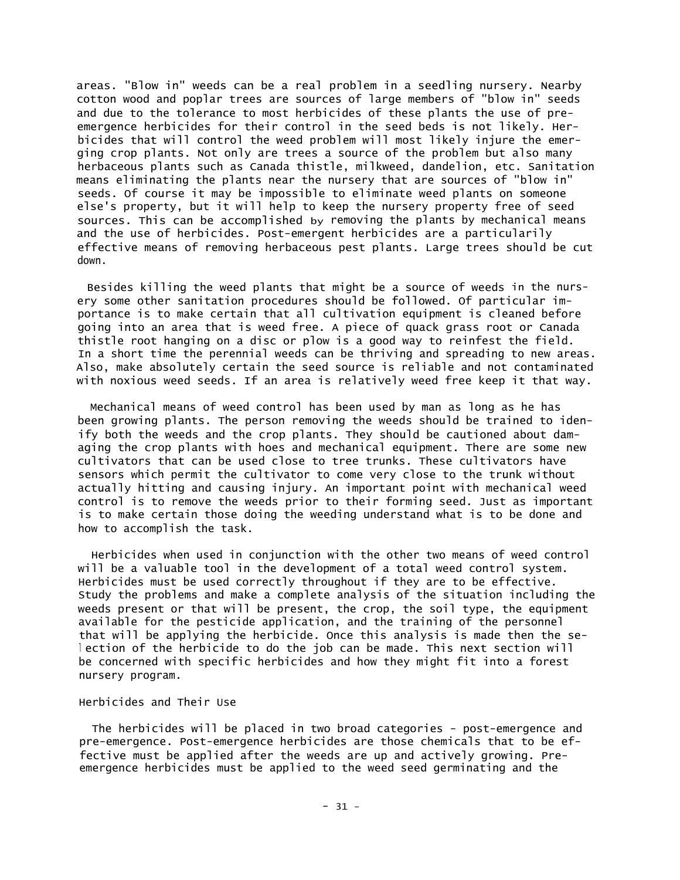areas. "Blow in" weeds can be a real problem in a seedling nursery. Nearby cotton wood and poplar trees are sources of large members of "blow in" seeds and due to the tolerance to most herbicides of these plants the use of pre-emergence herbicides for their control in the seed beds is not likely. Herbicides that will control the weed problem will most likely injure the emerging crop plants. Not only are trees a source of the problem but also many herbaceous plants such as Canada thistle, milkweed, dandelion, etc. Sanitation means eliminating the plants near the nursery that are sources of "blow in" seeds. Of course it may be impossible to eliminate weed plants on someone else's property, but it will help to keep the nursery property free of seed sources. This can be accomplished by removing the plants by mechanical means and the use of herbicides. Post-emergent herbicides are a particularily effective means of removing herbaceous pest plants. Large trees should be cut down.

Besides killing the weed plants that might be a source of weeds in the nursery some other sanitation procedures should be followed. Of particular importance is to make certain that all cultivation equipment is cleaned before going into an area that is weed free. A piece of quack grass root or Canada thistle root hanging on a disc or plow is a good way to reinfest the field. In a short time the perennial weeds can be thriving and spreading to new areas. Also, make absolutely certain the seed source is reliable and not contaminated with noxious weed seeds. If an area is relatively weed free keep it that way.

Mechanical means of weed control has been used by man as long as he has been growing plants. The person removing the weeds should be trained to idenify both the weeds and the crop plants. They should be cautioned about damaging the crop plants with hoes and mechanical equipment. There are some new cultivators that can be used close to tree trunks. These cultivators have sensors which permit the cultivator to come very close to the trunk without actually hitting and causing injury. An important point with mechanical weed control is to remove the weeds prior to their forming seed. Just as important is to make certain those doing the weeding understand what is to be done and how to accomplish the task.

Herbicides when used in conjunction with the other two means of weed control will be a valuable tool in the development of a total weed control system. Herbicides must be used correctly throughout if they are to be effective. Study the problems and make a complete analysis of the situation including the weeds present or that will be present, the crop, the soil type, the equipment available for the pesticide application, and the training of the personnel that will be applying the herbicide. Once this analysis is made then the selection of the herbicide to do the job can be made. This next section will be concerned with specific herbicides and how they might fit into a forest nursery program.

## Herbicides and Their Use

The herbicides will be placed in two broad categories - post-emergence and pre-emergence. Post-emergence herbicides are those chemicals that to be effective must be applied after the weeds are up and actively growing. Pre-emergence herbicides must be applied to the weed seed germinating and the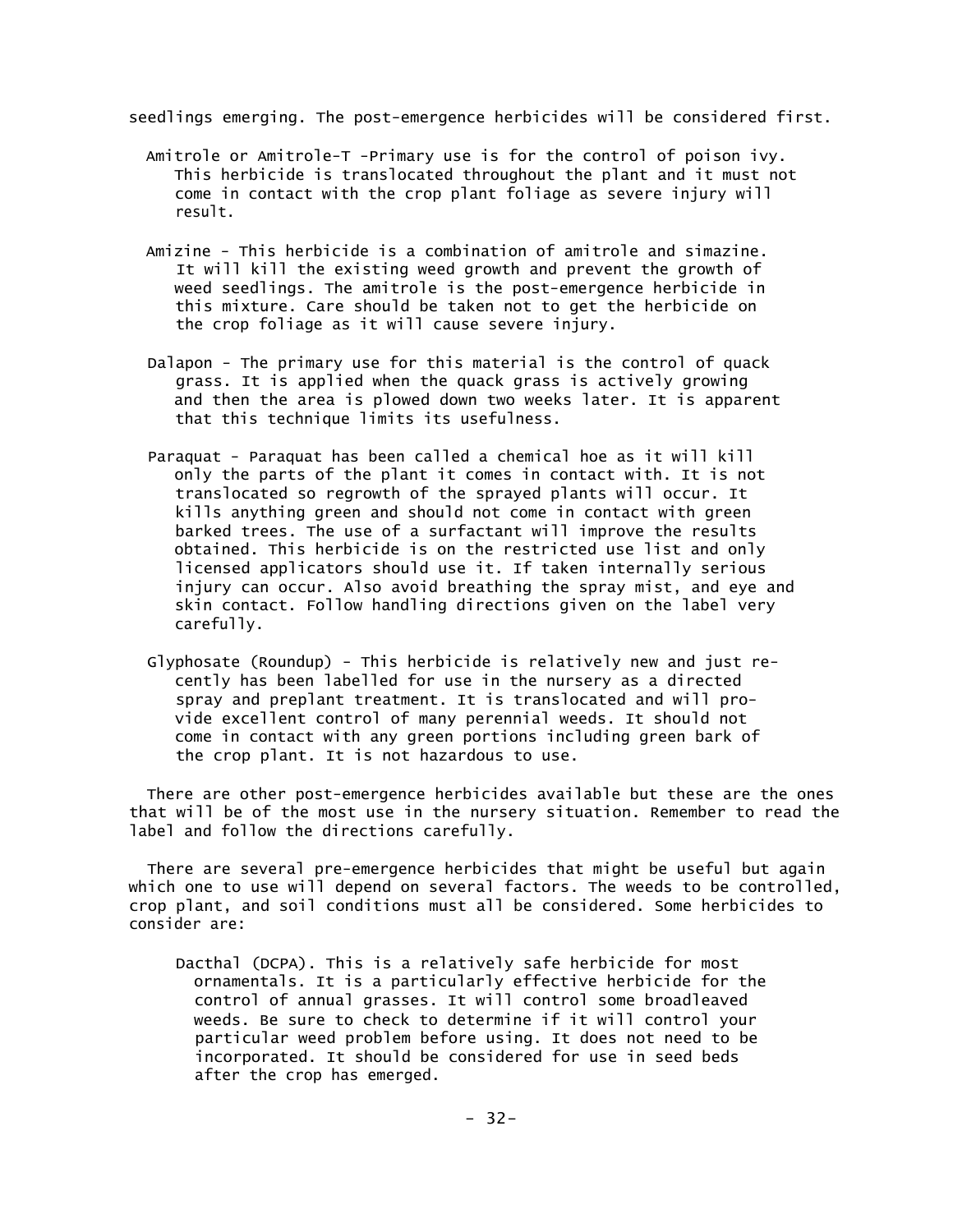seedlings emerging. The post-emergence herbicides will be considered first.

Amitrole or Amitrole-T -Primary use is for the control of poison ivy. This herbicide is translocated throughout the plant and it must not come in contact with the crop plant foliage as severe injury will result.

Amizine - This herbicide is a combination of amitrole and simazine. It will kill the existing weed growth and prevent the growth of weed seedlings. The amitrole is the post-emergence herbicide in this mixture. Care should be taken not to get the herbicide on the crop foliage as it will cause severe injury.

Dalapon - The primary use for this material is the control of quack grass. It is applied when the quack grass is actively growing and then the area is plowed down two weeks later. It is apparent that this technique limits its usefulness.

Paraquat - Paraquat has been called a chemical hoe as it will kill only the parts of the plant it comes in contact with. It is not translocated so regrowth of the sprayed plants will occur. It kills anything green and should not come in contact with green barked trees. The use of a surfactant will improve the results obtained. This herbicide is on the restricted use list and only licensed applicators should use it. If taken internally serious injury can occur. Also avoid breathing the spray mist, and eye and skin contact. Follow handling directions given on the label very carefully.

Glyphosate (Roundup) - This herbicide is relatively new and just recently has been labelled for use in the nursery as a directed spray and preplant treatment. It is translocated and will provide excellent control of many perennial weeds. It should not come in contact with any green portions including green bark of the crop plant. It is not hazardous to use.

There are other post-emergence herbicides available but these are the ones that will be of the most use in the nursery situation. Remember to read the label and follow the directions carefully.

There are several pre-emergence herbicides that might be useful but again which one to use will depend on several factors. The weeds to be controlled, crop plant, and soil conditions must all be considered. Some herbicides to consider are:

Dacthal (DCPA). This is a relatively safe herbicide for most ornamentals. It is a particularly effective herbicide for the control of annual grasses. It will control some broadleaved weeds. Be sure to check to determine if it will control your particular weed problem before using. It does not need to be incorporated. It should be considered for use in seed beds after the crop has emerged.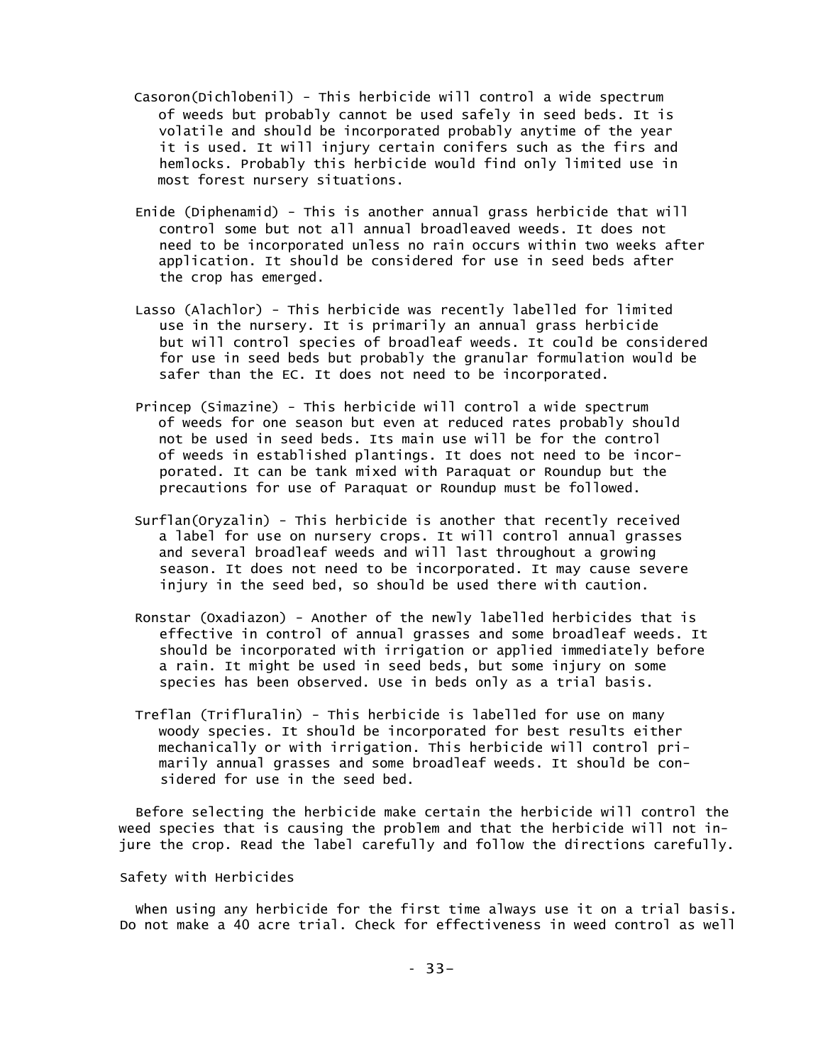Casoron(Dichlobenil) - This herbicide will control a wide spectrum of weeds but probably cannot be used safely in seed beds. It is volatile and should be incorporated probably anytime of the year it is used. It will injury certain conifers such as the firs and hemlocks. Probably this herbicide would find only limited use in most forest nursery situations.

Enide (Diphenamid) - This is another annual grass herbicide that will control some but not all annual broadleaved weeds. It does not need to be incorporated unless no rain occurs within two weeks after application. It should be considered for use in seed beds after the crop has emerged.

Lasso (Alachlor) - This herbicide was recently labelled for limited use in the nursery. It is primarily an annual grass herbicide but will control species of broadleaf weeds. It could be considered for use in seed beds but probably the granular formulation would be safer than the EC. It does not need to be incorporated.

Princep (Simazine) - This herbicide will control a wide spectrum of weeds for one season but even at reduced rates probably should not be used in seed beds. Its main use will be for the control of weeds in established plantings. It does not need to be incorporated. It can be tank mixed with Paraquat or Roundup but the precautions for use of Paraquat or Roundup must be followed.

Surflan(Oryzalin) - This herbicide is another that recently received a label for use on nursery crops. It will control annual grasses and several broadleaf weeds and will last throughout a growing season. It does not need to be incorporated. It may cause severe injury in the seed bed, so should be used there with caution.

Ronstar (Oxadiazon) - Another of the newly labelled herbicides that is effective in control of annual grasses and some broadleaf weeds. It should be incorporated with irrigation or applied immediately before a rain. It might be used in seed beds, but some injury on some species has been observed. Use in beds only as a trial basis.

Treflan (Trifluralin) - This herbicide is labelled for use on many woody species. It should be incorporated for best results either mechanically or with irrigation. This herbicide will control primarily annual grasses and some broadleaf weeds. It should be considered for use in the seed bed.

Before selecting the herbicide make certain the herbicide will control the weed species that is causing the problem and that the herbicide will not injure the crop. Read the label carefully and follow the directions carefully.

## Safety with Herbicides

When using any herbicide for the first time always use it on a trial basis. Do not make a 40 acre trial. Check for effectiveness in weed control as well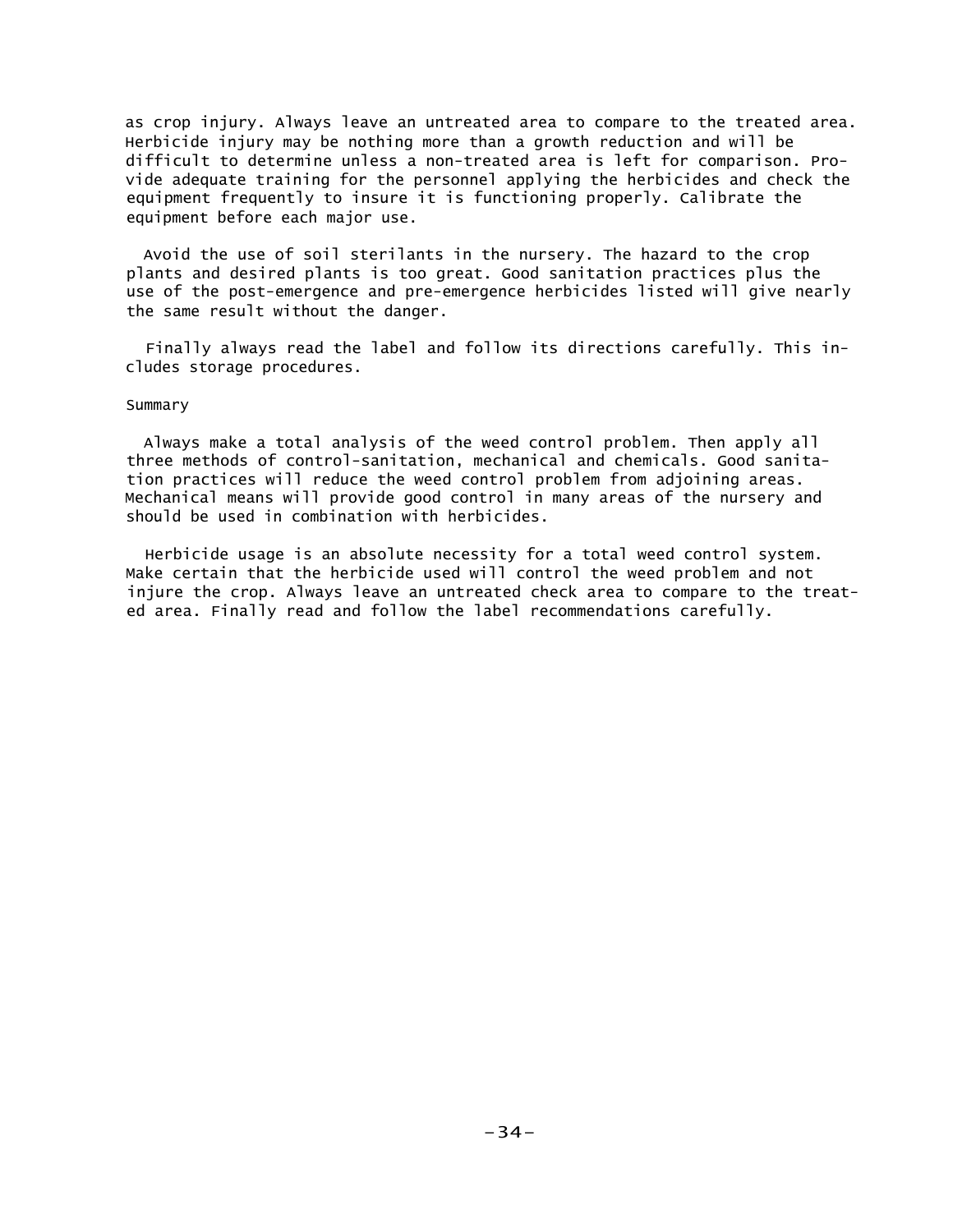as crop injury. Always leave an untreated area to compare to the treated area. Herbicide injury may be nothing more than a growth reduction and will be difficult to determine unless a non-treated area is left for comparison. Provide adequate training for the personnel applying the herbicides and check the equipment frequently to insure it is functioning properly. Calibrate the equipment before each major use.

Avoid the use of soil sterilants in the nursery. The hazard to the crop plants and desired plants is too great. Good sanitation practices plus the use of the post-emergence and pre-emergence herbicides listed will give nearly the same result without the danger.

Finally always read the label and follow its directions carefully. This includes storage procedures.

## Summary

Always make a total analysis of the weed control problem. Then apply all three methods of control-sanitation, mechanical and chemicals. Good sanitation practices will reduce the weed control problem from adjoining areas. Mechanical means will provide good control in many areas of the nursery and should be used in combination with herbicides.

Herbicide usage is an absolute necessity for a total weed control system. Make certain that the herbicide used will control the weed problem and not injure the crop. Always leave an untreated check area to compare to the treated area. Finally read and follow the label recommendations carefully.